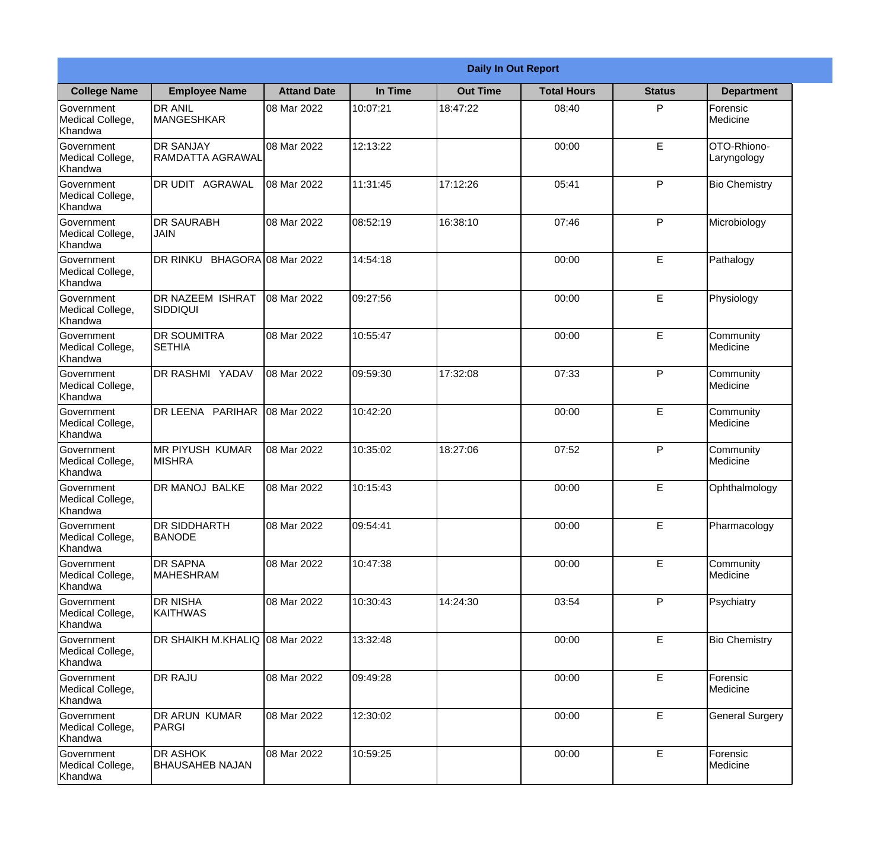**Daily In Out Report**

| College Name | Employee Name | Attand Date | In Time | Out Time | Total Hours | Status | Department |
|---|---|---|---|---|---|---|---|
| Government Medical College, Khandwa | DR ANIL MANGESHKAR | 08 Mar 2022 | 10:07:21 | 18:47:22 | 08:40 | P | Forensic Medicine |
| Government Medical College, Khandwa | DR SANJAY RAMDATTA AGRAWAL | 08 Mar 2022 | 12:13:22 | | 00:00 | E | OTO-Rhiono-Laryngology |
| Government Medical College, Khandwa | DR UDIT AGRAWAL | 08 Mar 2022 | 11:31:45 | 17:12:26 | 05:41 | P | Bio Chemistry |
| Government Medical College, Khandwa | DR SAURABH JAIN | 08 Mar 2022 | 08:52:19 | 16:38:10 | 07:46 | P | Microbiology |
| Government Medical College, Khandwa | DR RINKU BHAGORA | 08 Mar 2022 | 14:54:18 | | 00:00 | E | Pathalogy |
| Government Medical College, Khandwa | DR NAZEEM ISHRAT SIDDIQUI | 08 Mar 2022 | 09:27:56 | | 00:00 | E | Physiology |
| Government Medical College, Khandwa | DR SOUMITRA SETHIA | 08 Mar 2022 | 10:55:47 | | 00:00 | E | Community Medicine |
| Government Medical College, Khandwa | DR RASHMI YADAV | 08 Mar 2022 | 09:59:30 | 17:32:08 | 07:33 | P | Community Medicine |
| Government Medical College, Khandwa | DR LEENA PARIHAR | 08 Mar 2022 | 10:42:20 | | 00:00 | E | Community Medicine |
| Government Medical College, Khandwa | MR PIYUSH KUMAR MISHRA | 08 Mar 2022 | 10:35:02 | 18:27:06 | 07:52 | P | Community Medicine |
| Government Medical College, Khandwa | DR MANOJ BALKE | 08 Mar 2022 | 10:15:43 | | 00:00 | E | Ophthalmology |
| Government Medical College, Khandwa | DR SIDDHARTH BANODE | 08 Mar 2022 | 09:54:41 | | 00:00 | E | Pharmacology |
| Government Medical College, Khandwa | DR SAPNA MAHESHRAM | 08 Mar 2022 | 10:47:38 | | 00:00 | E | Community Medicine |
| Government Medical College, Khandwa | DR NISHA KAITHWAS | 08 Mar 2022 | 10:30:43 | 14:24:30 | 03:54 | P | Psychiatry |
| Government Medical College, Khandwa | DR SHAIKH M.KHALIQ | 08 Mar 2022 | 13:32:48 | | 00:00 | E | Bio Chemistry |
| Government Medical College, Khandwa | DR RAJU | 08 Mar 2022 | 09:49:28 | | 00:00 | E | Forensic Medicine |
| Government Medical College, Khandwa | DR ARUN KUMAR PARGI | 08 Mar 2022 | 12:30:02 | | 00:00 | E | General Surgery |
| Government Medical College, Khandwa | DR ASHOK BHAUSAHEB NAJAN | 08 Mar 2022 | 10:59:25 | | 00:00 | E | Forensic Medicine |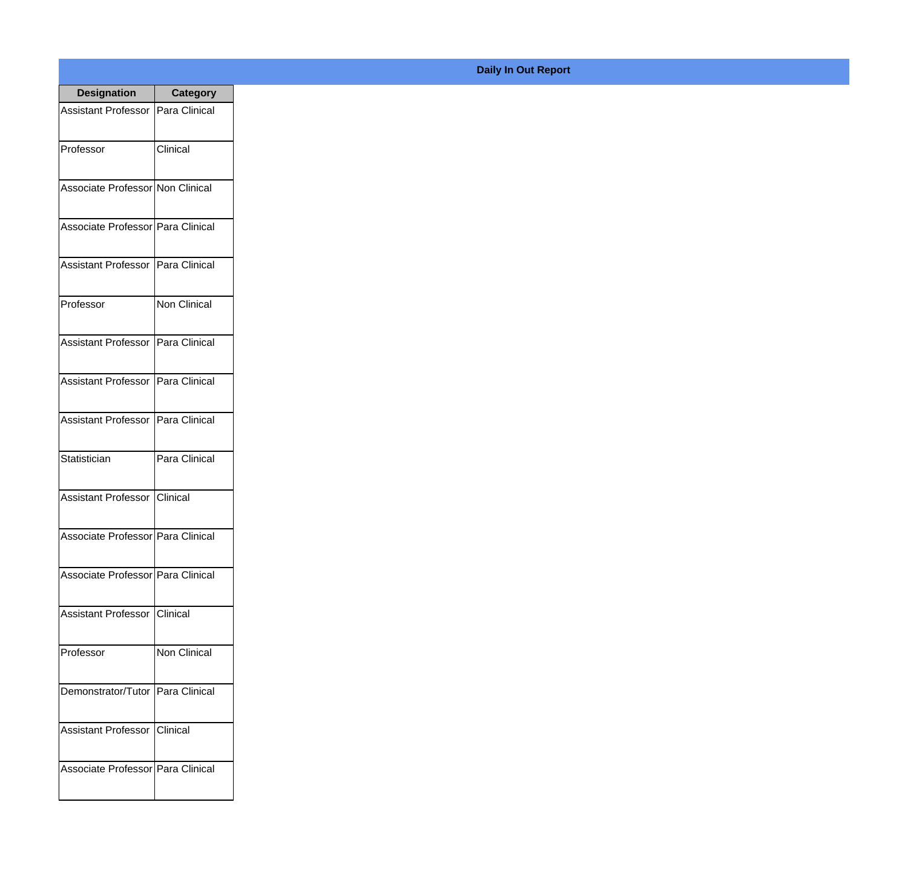**Daily In Out Report**

| Designation | Category |
| --- | --- |
| Assistant Professor | Para Clinical |
| Professor | Clinical |
| Associate Professor | Non Clinical |
| Associate Professor | Para Clinical |
| Assistant Professor | Para Clinical |
| Professor | Non Clinical |
| Assistant Professor | Para Clinical |
| Assistant Professor | Para Clinical |
| Assistant Professor | Para Clinical |
| Statistician | Para Clinical |
| Assistant Professor | Clinical |
| Associate Professor | Para Clinical |
| Associate Professor | Para Clinical |
| Assistant Professor | Clinical |
| Professor | Non Clinical |
| Demonstrator/Tutor | Para Clinical |
| Assistant Professor | Clinical |
| Associate Professor | Para Clinical |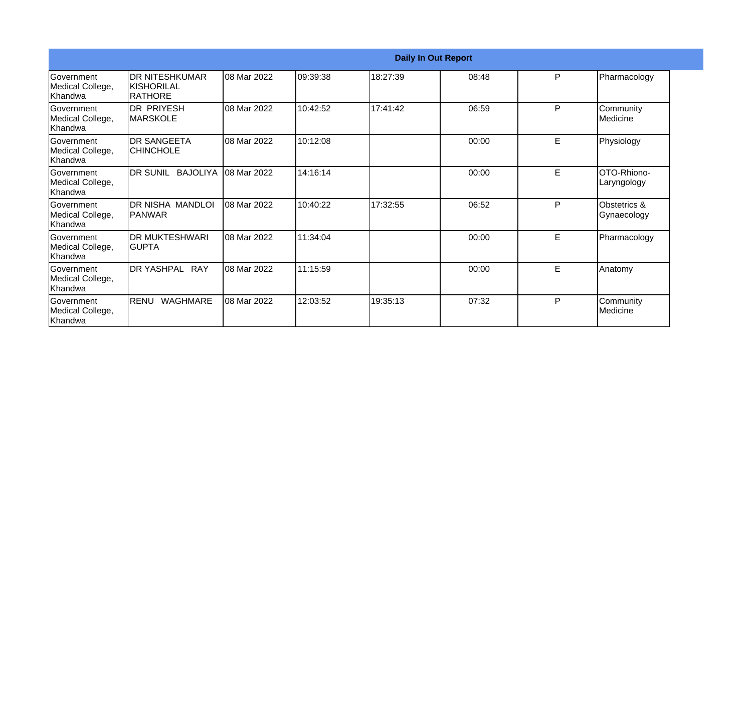| Daily In Out Report | | | | | | | |
|---|---|---|---|---|---|---|---|
| Government Medical College, Khandwa | DR NITESHKUMAR KISHORILAL RATHORE | 08 Mar 2022 | 09:39:38 | 18:27:39 | 08:48 | P | Pharmacology |
| Government Medical College, Khandwa | DR PRIYESH MARSKOLE | 08 Mar 2022 | 10:42:52 | 17:41:42 | 06:59 | P | Community Medicine |
| Government Medical College, Khandwa | DR SANGEETA CHINCHOLE | 08 Mar 2022 | 10:12:08 | | 00:00 | E | Physiology |
| Government Medical College, Khandwa | DR SUNIL BAJOLIYA | 08 Mar 2022 | 14:16:14 | | 00:00 | E | OTO-Rhiono-Laryngology |
| Government Medical College, Khandwa | DR NISHA MANDLOI PANWAR | 08 Mar 2022 | 10:40:22 | 17:32:55 | 06:52 | P | Obstetrics & Gynaecology |
| Government Medical College, Khandwa | DR MUKTESHWARI GUPTA | 08 Mar 2022 | 11:34:04 | | 00:00 | E | Pharmacology |
| Government Medical College, Khandwa | DR YASHPAL RAY | 08 Mar 2022 | 11:15:59 | | 00:00 | E | Anatomy |
| Government Medical College, Khandwa | RENU WAGHMARE | 08 Mar 2022 | 12:03:52 | 19:35:13 | 07:32 | P | Community Medicine |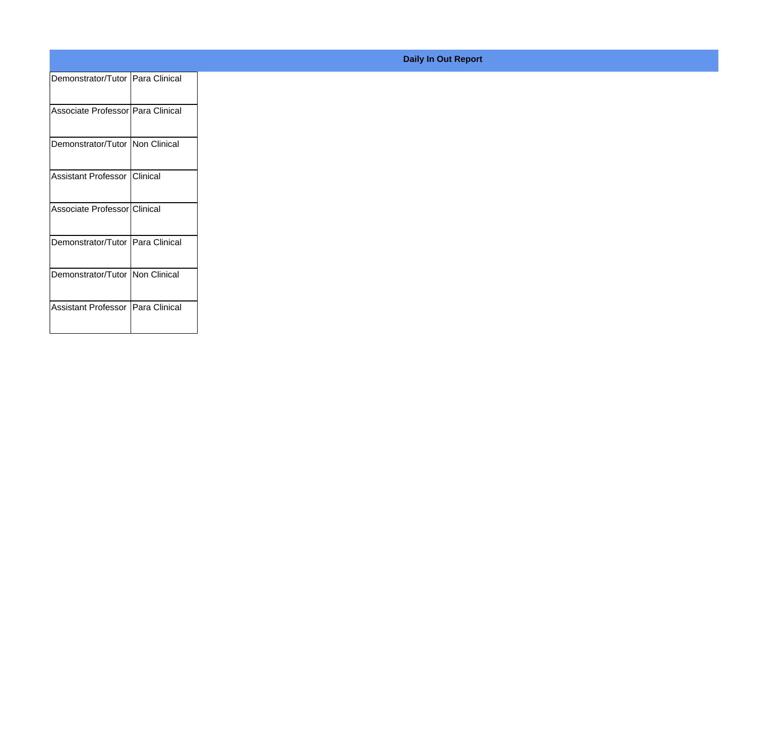**Daily In Out Report**

| | |
|---|---|
| Demonstrator/Tutor | Para Clinical |
| Associate Professor | Para Clinical |
| Demonstrator/Tutor | Non Clinical |
| Assistant Professor | Clinical |
| Associate Professor | Clinical |
| Demonstrator/Tutor | Para Clinical |
| Demonstrator/Tutor | Non Clinical |
| Assistant Professor | Para Clinical |